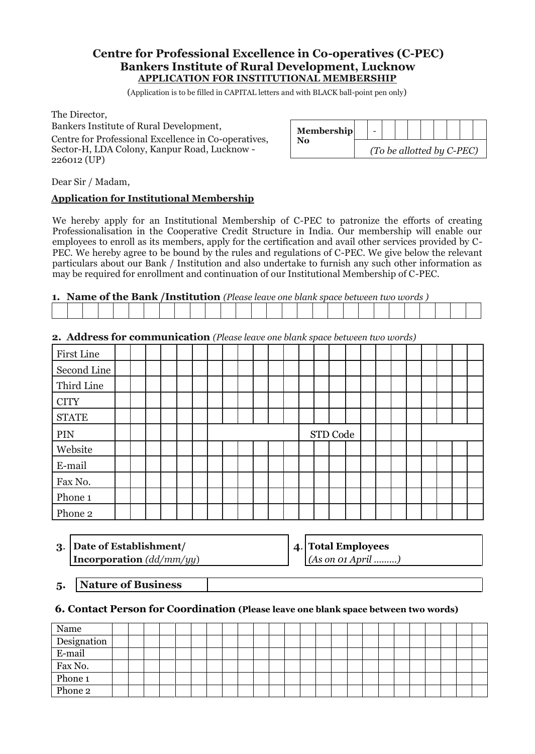# Centre for Professional Excellence in Co-operatives (C-PEC)
## Bankers Institute of Rural Development, Lucknow
### APPLICATION FOR INSTITUTIONAL MEMBERSHIP

(Application is to be filled in CAPITAL letters and with BLACK ball-point pen only)

The Director,
Bankers Institute of Rural Development,
Centre for Professional Excellence in Co-operatives,
Sector-H, LDA Colony, Kanpur Road, Lucknow - 226012 (UP)

| Membership No | - |
|---|---|
| | *(To be allotted by C-PEC)* |

Dear Sir / Madam,

**Application for Institutional Membership**

We hereby apply for an Institutional Membership of C-PEC to patronize the efforts of creating Professionalisation in the Cooperative Credit Structure in India. Our membership will enable our employees to enroll as its members, apply for the certification and avail other services provided by C-PEC. We hereby agree to be bound by the rules and regulations of C-PEC. We give below the relevant particulars about our Bank / Institution and also undertake to furnish any such other information as may be required for enrollment and continuation of our Institutional Membership of C-PEC.

**1. Name of the Bank /Institution** *(Please leave one blank space between two words )*

| |
|---|
| |

**2. Address for communication** *(Please leave one blank space between two words)*

| | | | |
|---|---|---|---|
| First Line | | | |
| Second Line | | | |
| Third Line | | | |
| CITY | | | |
| STATE | | | |
| PIN | | STD Code | |
| Website | | | |
| E-mail | | | |
| Fax No. | | | |
| Phone 1 | | | |
| Phone 2 | | | |

| 3. | **Date of Establishment/ Incorporation** *(dd/mm/yy)* | 4. | **Total Employees** *(As on 01 April .........)* |
|---|---|---|---|

| 5. | **Nature of Business** | |
|---|---|---|

**6. Contact Person for Coordination (Please leave one blank space between two words)**

| | |
|---|---|
| Name | |
| Designation | |
| E-mail | |
| Fax No. | |
| Phone 1 | |
| Phone 2 | |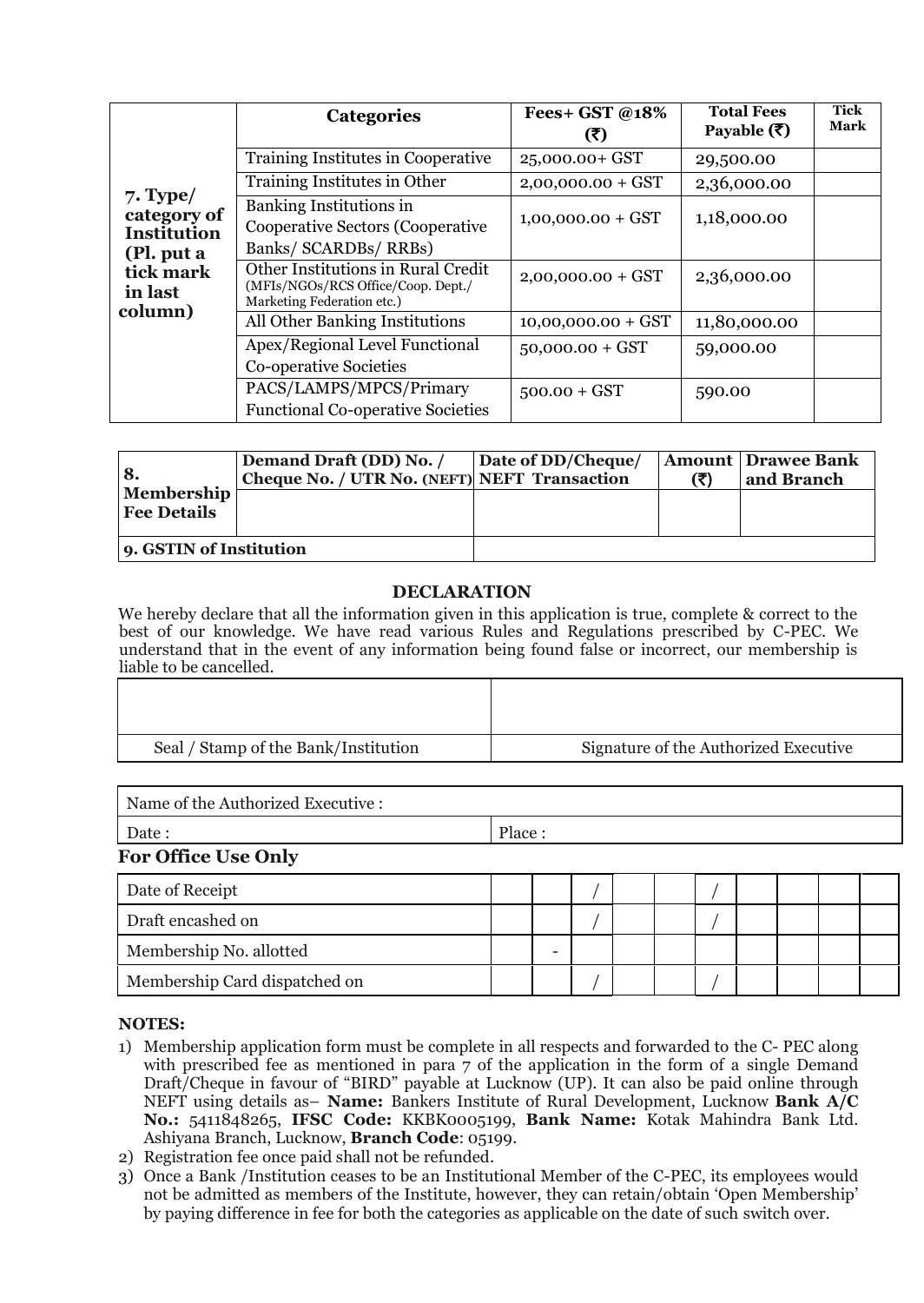| | Categories | Fees+ GST @18% (₹) | Total Fees Payable (₹) | Tick Mark |
|---|---|---|---|---|
| **7. Type/ category of Institution (Pl. put a tick mark in last column)** | Training Institutes in Cooperative | 25,000.00+ GST | 29,500.00 | |
| | Training Institutes in Other | 2,00,000.00 + GST | 2,36,000.00 | |
| | Banking Institutions in Cooperative Sectors (Cooperative Banks/ SCARDBs/ RRBs) | 1,00,000.00 + GST | 1,18,000.00 | |
| | Other Institutions in Rural Credit (MFIs/NGOs/RCS Office/Coop. Dept./ Marketing Federation etc.) | 2,00,000.00 + GST | 2,36,000.00 | |
| | All Other Banking Institutions | 10,00,000.00 + GST | 11,80,000.00 | |
| | Apex/Regional Level Functional Co-operative Societies | 50,000.00 + GST | 59,000.00 | |
| | PACS/LAMPS/MPCS/Primary Functional Co-operative Societies | 500.00 + GST | 590.00 | |

| **8. Membership Fee Details** | **Demand Draft (DD) No. / Cheque No. / UTR No. (NEFT)** | **Date of DD/Cheque/ NEFT Transaction** | **Amount (₹)** | **Drawee Bank and Branch** |
|---|---|---|---|---|
| | | | | |
| **9. GSTIN of Institution** | | | | |

## DECLARATION

We hereby declare that all the information given in this application is true, complete & correct to the best of our knowledge. We have read various Rules and Regulations prescribed by C-PEC. We understand that in the event of any information being found false or incorrect, our membership is liable to be cancelled.

| | |
|---|---|
| | |
| Seal / Stamp of the Bank/Institution | Signature of the Authorized Executive |

| | |
|---|---|
| Name of the Authorized Executive : | |
| Date : | Place : |

### For Office Use Only

| | | | | | | | | | | |
|---|---|---|---|---|---|---|---|---|---|---|
| Date of Receipt | | | / | | | / | | | | |
| Draft encashed on | | | / | | | / | | | | |
| Membership No. allotted | | - | | | | | | | | |
| Membership Card dispatched on | | | / | | | / | | | | |

**NOTES:**

1) Membership application form must be complete in all respects and forwarded to the C- PEC along with prescribed fee as mentioned in para 7 of the application in the form of a single Demand Draft/Cheque in favour of "BIRD" payable at Lucknow (UP). It can also be paid online through NEFT using details as– **Name:** Bankers Institute of Rural Development, Lucknow **Bank A/C No.:** 5411848265, **IFSC Code:** KKBK0005199, **Bank Name:** Kotak Mahindra Bank Ltd. Ashiyana Branch, Lucknow, **Branch Code**: 05199.
2) Registration fee once paid shall not be refunded.
3) Once a Bank /Institution ceases to be an Institutional Member of the C-PEC, its employees would not be admitted as members of the Institute, however, they can retain/obtain 'Open Membership' by paying difference in fee for both the categories as applicable on the date of such switch over.